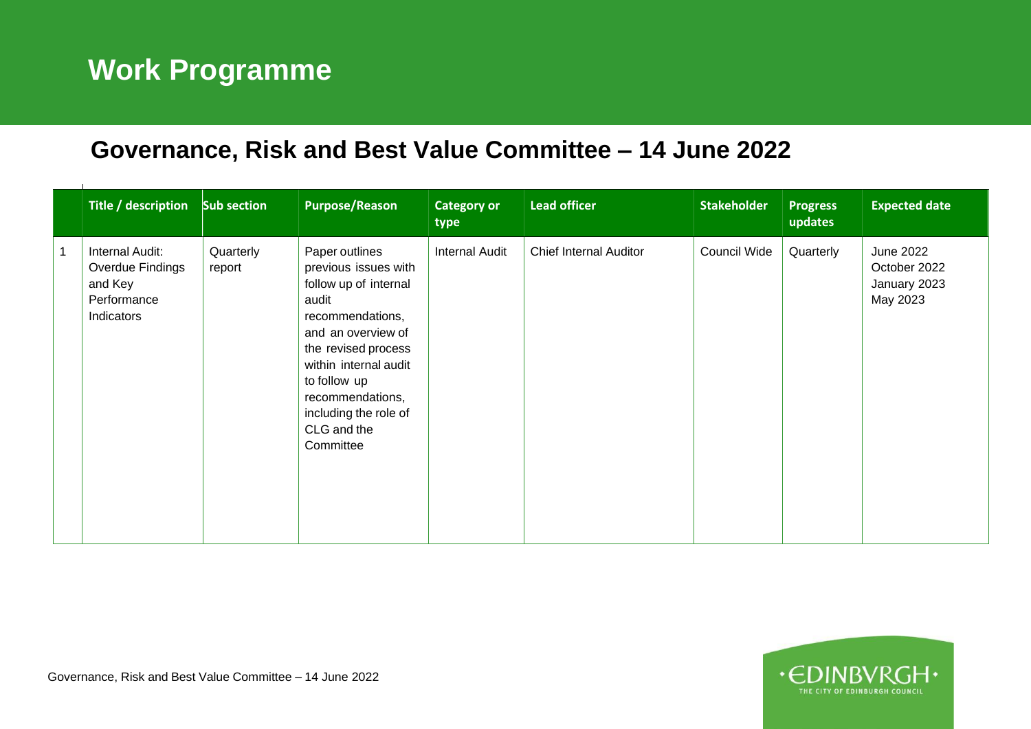# Work Programme

## Governance, Risk and Best Value Committee – 14 June 2022

| | Title / description | Sub section | Purpose/Reason | Category or type | Lead officer | Stakeholder | Progress updates | Expected date |
|---|---|---|---|---|---|---|---|---|
| 1 | Internal Audit: Overdue Findings and Key Performance Indicators | Quarterly report | Paper outlines previous issues with follow up of internal audit recommendations, and an overview of the revised process within internal audit to follow up recommendations, including the role of CLG and the Committee | Internal Audit | Chief Internal Auditor | Council Wide | Quarterly | June 2022<br>October 2022<br>January 2023<br>May 2023 |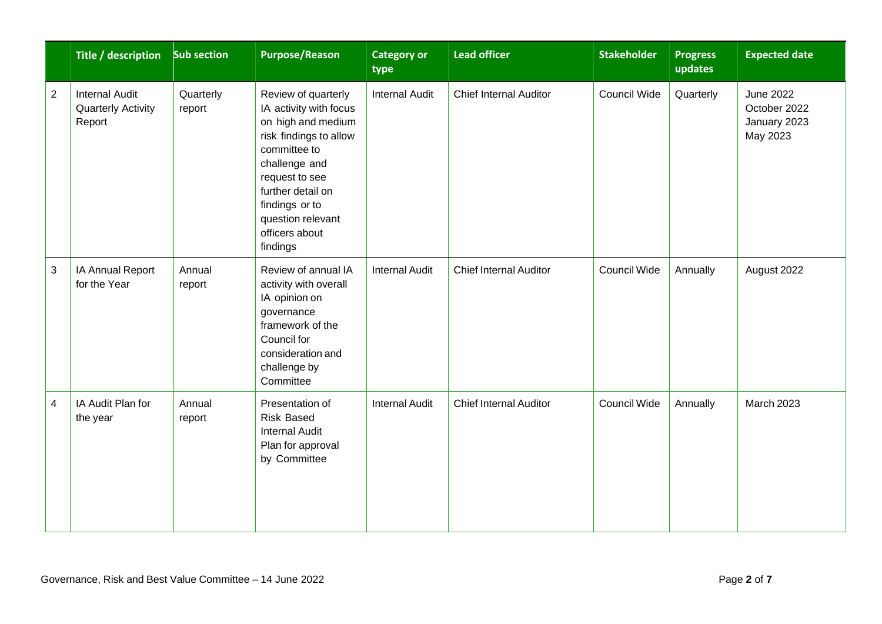| | Title / description | Sub section | Purpose/Reason | Category or type | Lead officer | Stakeholder | Progress updates | Expected date |
|---|---|---|---|---|---|---|---|---|
| 2 | Internal Audit Quarterly Activity Report | Quarterly report | Review of quarterly IA activity with focus on high and medium risk findings to allow committee to challenge and request to see further detail on findings or to question relevant officers about findings | Internal Audit | Chief Internal Auditor | Council Wide | Quarterly | June 2022<br>October 2022<br>January 2023<br>May 2023 |
| 3 | IA Annual Report for the Year | Annual report | Review of annual IA activity with overall IA opinion on governance framework of the Council for consideration and challenge by Committee | Internal Audit | Chief Internal Auditor | Council Wide | Annually | August 2022 |
| 4 | IA Audit Plan for the year | Annual report | Presentation of Risk Based Internal Audit Plan for approval by Committee | Internal Audit | Chief Internal Auditor | Council Wide | Annually | March 2023 |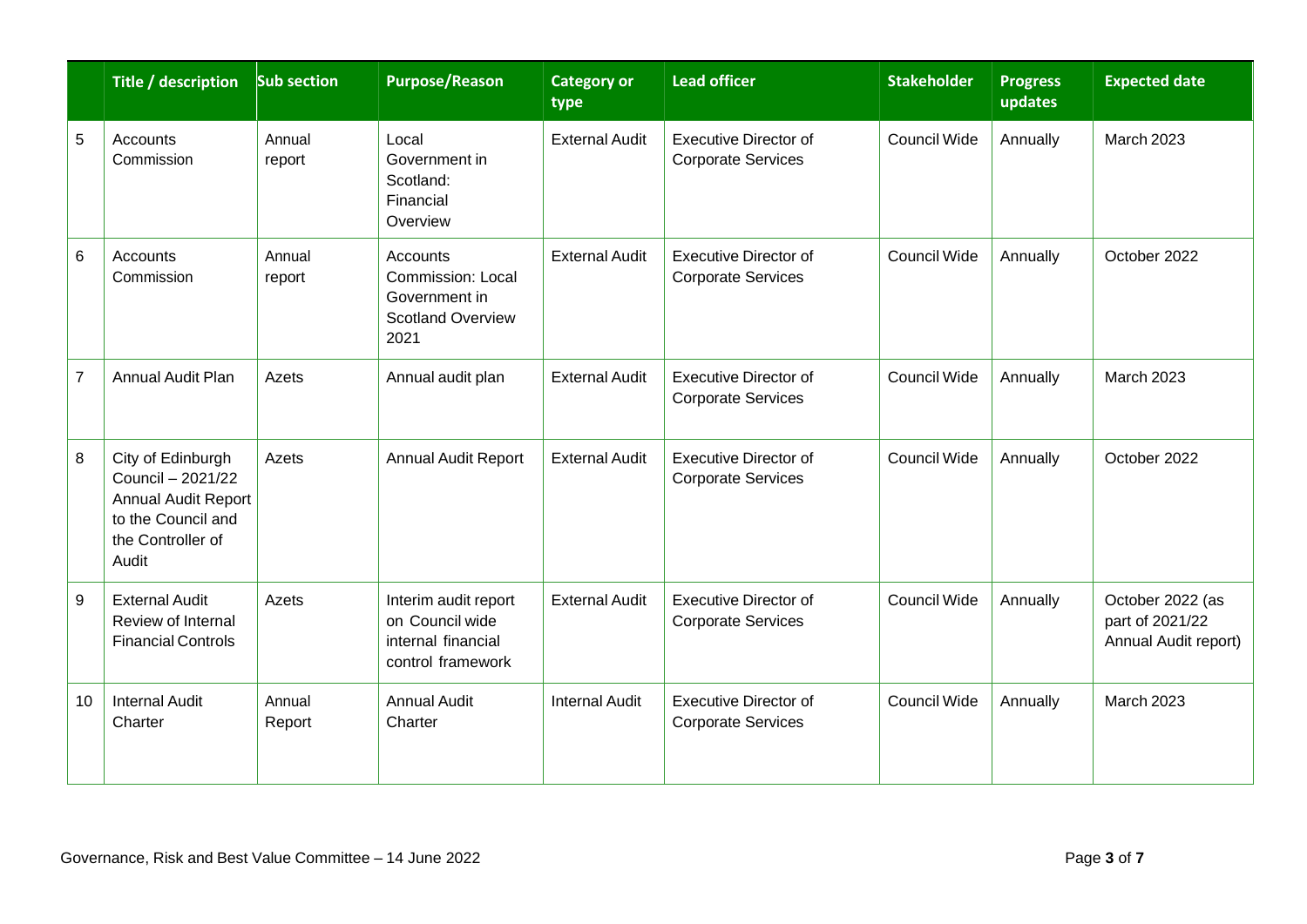|  | Title / description | Sub section | Purpose/Reason | Category or type | Lead officer | Stakeholder | Progress updates | Expected date |
|---|---|---|---|---|---|---|---|---|
| 5 | Accounts Commission | Annual report | Local Government in Scotland: Financial Overview | External Audit | Executive Director of Corporate Services | Council Wide | Annually | March 2023 |
| 6 | Accounts Commission | Annual report | Accounts Commission: Local Government in Scotland Overview 2021 | External Audit | Executive Director of Corporate Services | Council Wide | Annually | October 2022 |
| 7 | Annual Audit Plan | Azets | Annual audit plan | External Audit | Executive Director of Corporate Services | Council Wide | Annually | March 2023 |
| 8 | City of Edinburgh Council – 2021/22 Annual Audit Report to the Council and the Controller of Audit | Azets | Annual Audit Report | External Audit | Executive Director of Corporate Services | Council Wide | Annually | October 2022 |
| 9 | External Audit Review of Internal Financial Controls | Azets | Interim audit report on Council wide internal financial control framework | External Audit | Executive Director of Corporate Services | Council Wide | Annually | October 2022 (as part of 2021/22 Annual Audit report) |
| 10 | Internal Audit Charter | Annual Report | Annual Audit Charter | Internal Audit | Executive Director of Corporate Services | Council Wide | Annually | March 2023 |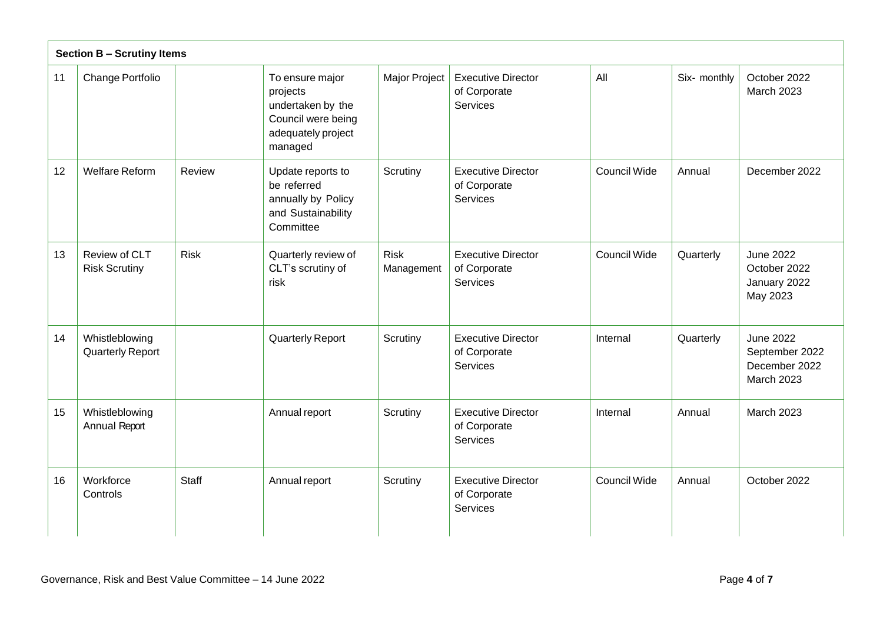| Section B – Scrutiny Items | | | | | | | | |
|---|---|---|---|---|---|---|---|---|
| 11 | Change Portfolio | | To ensure major projects undertaken by the Council were being adequately project managed | Major Project | Executive Director of Corporate Services | All | Six- monthly | October 2022<br>March 2023 |
| 12 | Welfare Reform | Review | Update reports to be referred annually by Policy and Sustainability Committee | Scrutiny | Executive Director of Corporate Services | Council Wide | Annual | December 2022 |
| 13 | Review of CLT Risk Scrutiny | Risk | Quarterly review of CLT's scrutiny of risk | Risk Management | Executive Director of Corporate Services | Council Wide | Quarterly | June 2022<br>October 2022<br>January 2022<br>May 2023 |
| 14 | Whistleblowing Quarterly Report | | Quarterly Report | Scrutiny | Executive Director of Corporate Services | Internal | Quarterly | June 2022<br>September 2022<br>December 2022<br>March 2023 |
| 15 | Whistleblowing Annual Report | | Annual report | Scrutiny | Executive Director of Corporate Services | Internal | Annual | March 2023 |
| 16 | Workforce Controls | Staff | Annual report | Scrutiny | Executive Director of Corporate Services | Council Wide | Annual | October 2022 |

Governance, Risk and Best Value Committee – 14 June 2022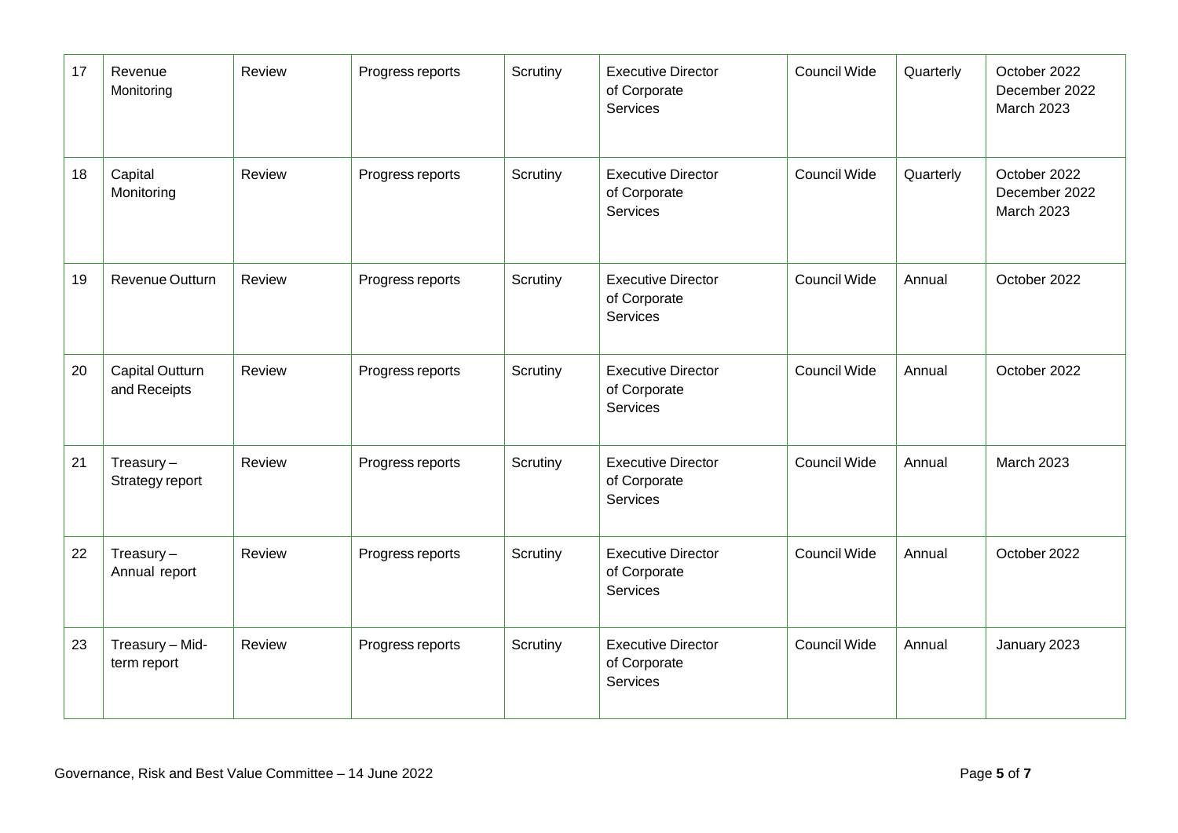| 17 | Revenue Monitoring | Review | Progress reports | Scrutiny | Executive Director of Corporate Services | Council Wide | Quarterly | October 2022 December 2022 March 2023 |
|---|---|---|---|---|---|---|---|---|
| 18 | Capital Monitoring | Review | Progress reports | Scrutiny | Executive Director of Corporate Services | Council Wide | Quarterly | October 2022 December 2022 March 2023 |
| 19 | Revenue Outturn | Review | Progress reports | Scrutiny | Executive Director of Corporate Services | Council Wide | Annual | October 2022 |
| 20 | Capital Outturn and Receipts | Review | Progress reports | Scrutiny | Executive Director of Corporate Services | Council Wide | Annual | October 2022 |
| 21 | Treasury – Strategy report | Review | Progress reports | Scrutiny | Executive Director of Corporate Services | Council Wide | Annual | March 2023 |
| 22 | Treasury – Annual report | Review | Progress reports | Scrutiny | Executive Director of Corporate Services | Council Wide | Annual | October 2022 |
| 23 | Treasury – Mid-term report | Review | Progress reports | Scrutiny | Executive Director of Corporate Services | Council Wide | Annual | January 2023 |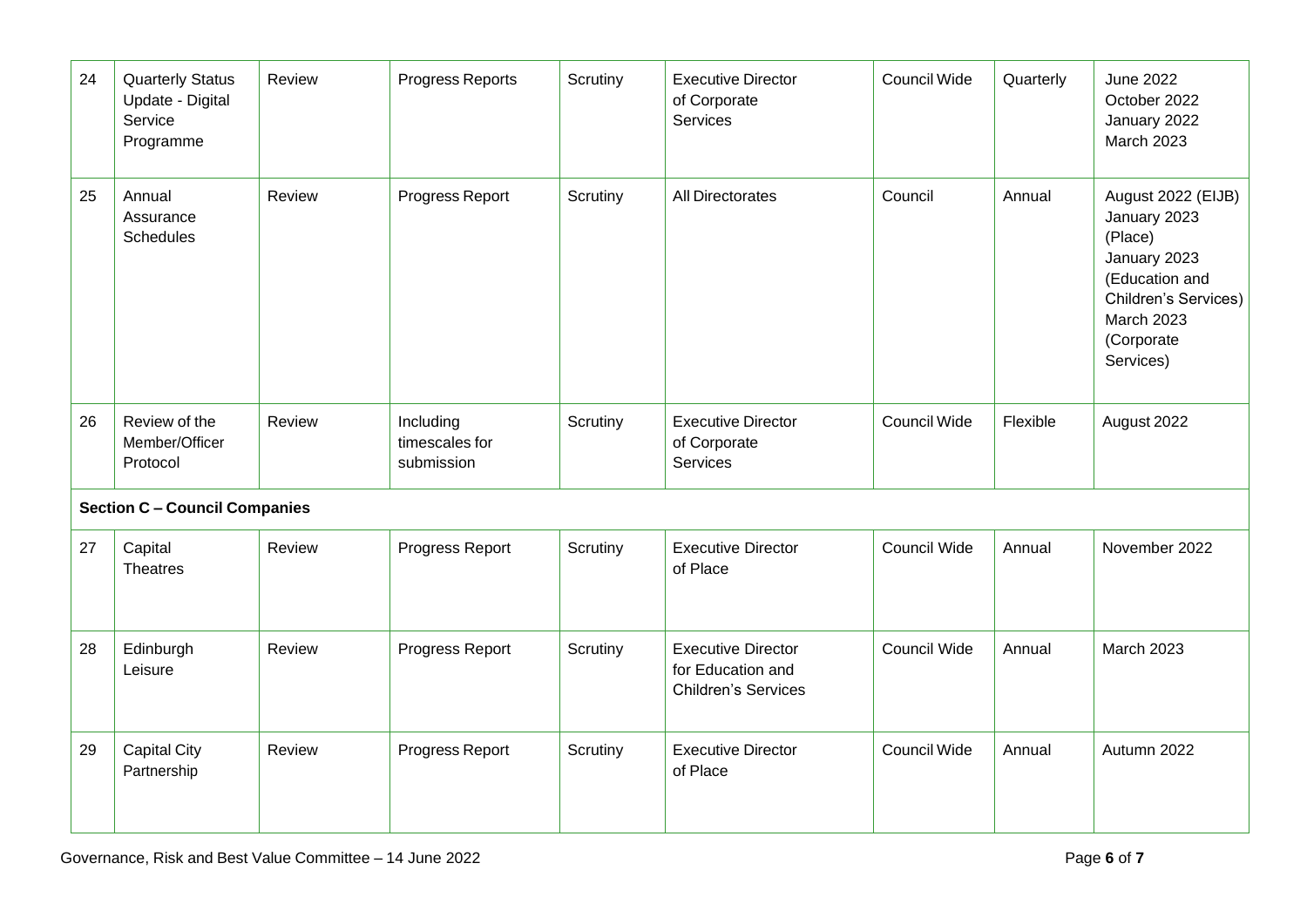| 24 | Quarterly Status Update - Digital Service Programme | Review | Progress Reports | Scrutiny | Executive Director of Corporate Services | Council Wide | Quarterly | June 2022<br>October 2022<br>January 2022<br>March 2023 |
|---|---|---|---|---|---|---|---|---|
| 25 | Annual Assurance Schedules | Review | Progress Report | Scrutiny | All Directorates | Council | Annual | August 2022 (EIJB)<br>January 2023 (Place)<br>January 2023 (Education and Children's Services)<br>March 2023 (Corporate Services) |
| 26 | Review of the Member/Officer Protocol | Review | Including timescales for submission | Scrutiny | Executive Director of Corporate Services | Council Wide | Flexible | August 2022 |
| **Section C – Council Companies** | | | | | | | | |
| 27 | Capital Theatres | Review | Progress Report | Scrutiny | Executive Director of Place | Council Wide | Annual | November 2022 |
| 28 | Edinburgh Leisure | Review | Progress Report | Scrutiny | Executive Director for Education and Children's Services | Council Wide | Annual | March 2023 |
| 29 | Capital City Partnership | Review | Progress Report | Scrutiny | Executive Director of Place | Council Wide | Annual | Autumn 2022 |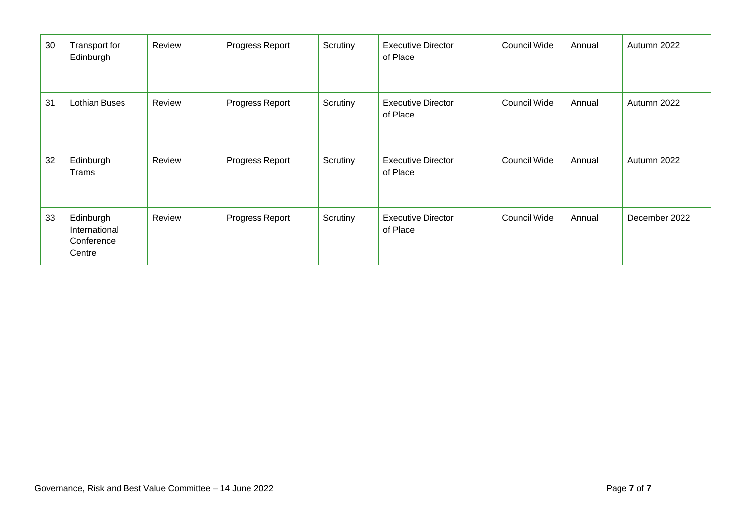| 30 | Transport for Edinburgh | Review | Progress Report | Scrutiny | Executive Director of Place | Council Wide | Annual | Autumn 2022 |
|---|---|---|---|---|---|---|---|---|
| 31 | Lothian Buses | Review | Progress Report | Scrutiny | Executive Director of Place | Council Wide | Annual | Autumn 2022 |
| 32 | Edinburgh Trams | Review | Progress Report | Scrutiny | Executive Director of Place | Council Wide | Annual | Autumn 2022 |
| 33 | Edinburgh International Conference Centre | Review | Progress Report | Scrutiny | Executive Director of Place | Council Wide | Annual | December 2022 |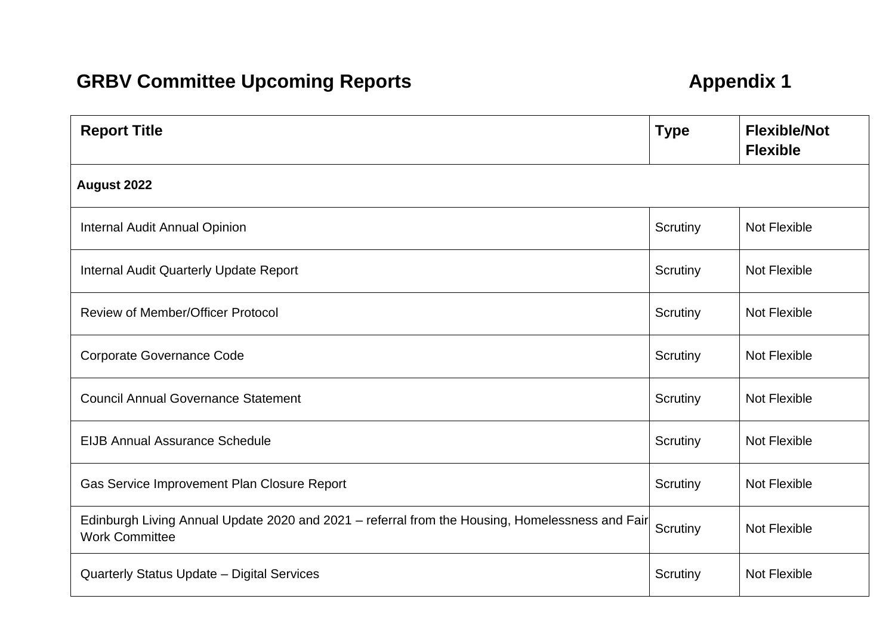# GRBV Committee Upcoming Reports

## Appendix 1

| Report Title | Type | Flexible/Not Flexible |
|---|---|---|
| **August 2022** | | |
| Internal Audit Annual Opinion | Scrutiny | Not Flexible |
| Internal Audit Quarterly Update Report | Scrutiny | Not Flexible |
| Review of Member/Officer Protocol | Scrutiny | Not Flexible |
| Corporate Governance Code | Scrutiny | Not Flexible |
| Council Annual Governance Statement | Scrutiny | Not Flexible |
| EIJB Annual Assurance Schedule | Scrutiny | Not Flexible |
| Gas Service Improvement Plan Closure Report | Scrutiny | Not Flexible |
| Edinburgh Living Annual Update 2020 and 2021 – referral from the Housing, Homelessness and Fair Work Committee | Scrutiny | Not Flexible |
| Quarterly Status Update – Digital Services | Scrutiny | Not Flexible |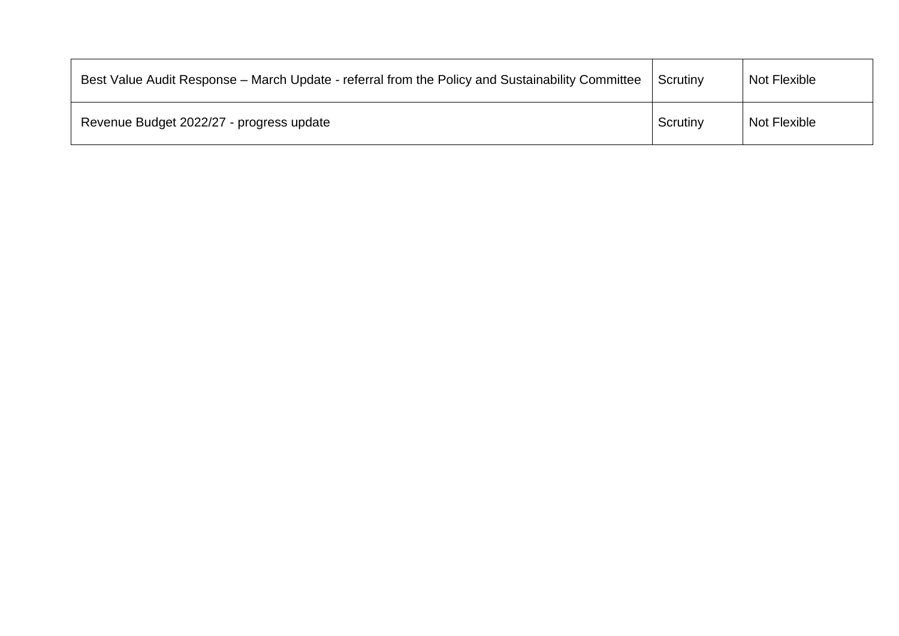| | | |
|---|---|---|
| Best Value Audit Response – March Update - referral from the Policy and Sustainability Committee | Scrutiny | Not Flexible |
| Revenue Budget 2022/27 - progress update | Scrutiny | Not Flexible |